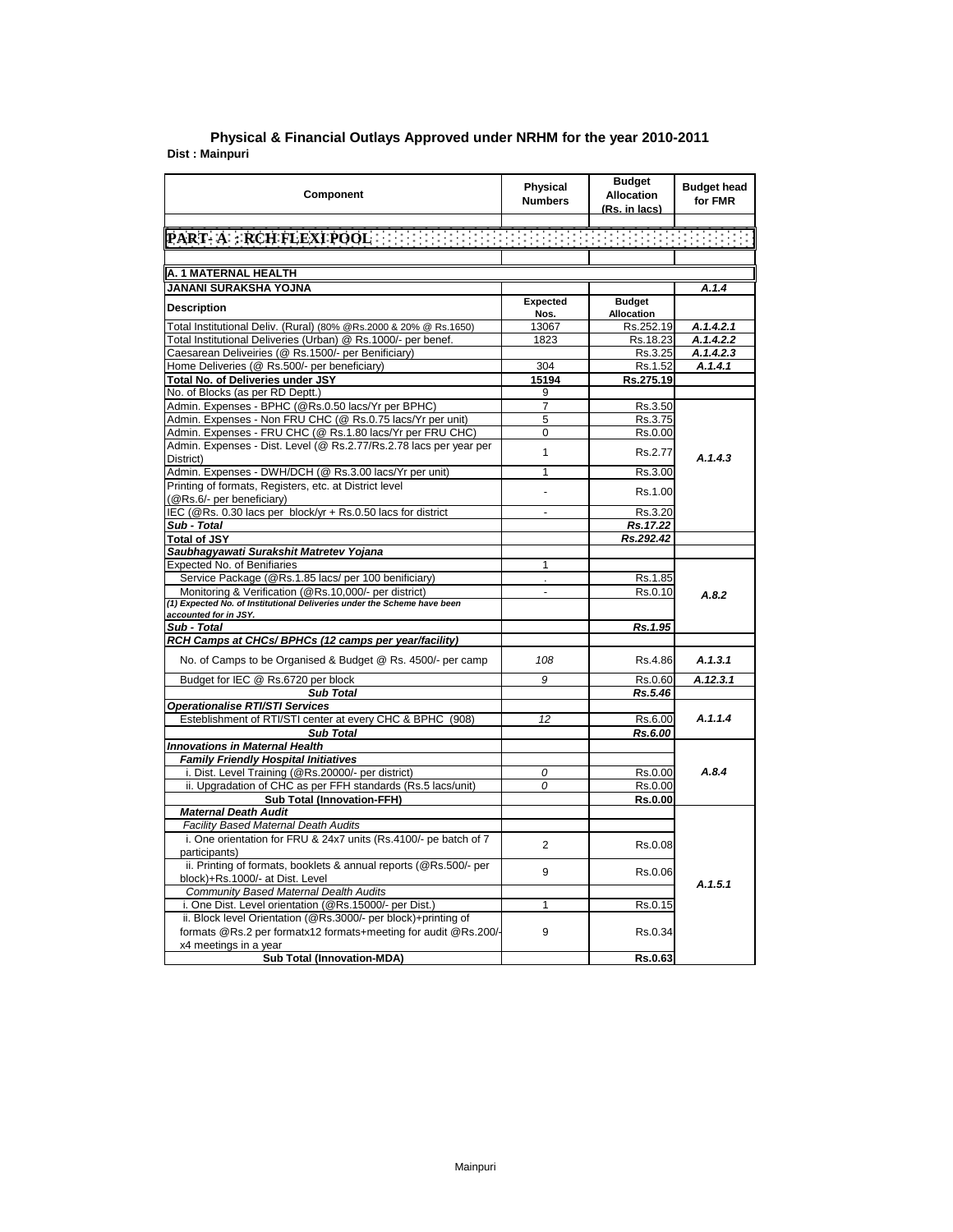## Physical & Financial Outlays Approved under NRHM for the year 2010-2011

**Dist : Mainpuri**

| Component | Physical Numbers | Budget Allocation (Rs. in lacs) | Budget head for FMR |
|---|---|---|---|
| **PART- A : RCH FLEXI POOL** | | | |
| **A. 1 MATERNAL HEALTH** | | | |
| **JANANI SURAKSHA YOJNA** | | | ***A.1.4*** |
| **Description** | **Expected Nos.** | **Budget Allocation** | |
| Total Institutional Deliv. (Rural) (80% @Rs.2000 & 20% @ Rs.1650) | 13067 | Rs.252.19 | ***A.1.4.2.1*** |
| Total Institutional Deliveries (Urban) @ Rs.1000/- per benef. | 1823 | Rs.18.23 | ***A.1.4.2.2*** |
| Caesarean Deliveiries (@ Rs.1500/- per Benificiary) | | Rs.3.25 | ***A.1.4.2.3*** |
| Home Deliveries (@ Rs.500/- per beneficiary) | 304 | Rs.1.52 | ***A.1.4.1*** |
| **Total No. of Deliveries under JSY** | **15194** | **Rs.275.19** | |
| No. of Blocks (as per RD Deptt.) | 9 | | |
| Admin. Expenses - BPHC (@Rs.0.50 lacs/Yr per BPHC) | 7 | Rs.3.50 | ***A.1.4.3*** |
| Admin. Expenses - Non FRU CHC (@ Rs.0.75 lacs/Yr per unit) | 5 | Rs.3.75 | |
| Admin. Expenses - FRU CHC (@ Rs.1.80 lacs/Yr per FRU CHC) | 0 | Rs.0.00 | |
| Admin. Expenses - Dist. Level (@ Rs.2.77/Rs.2.78 lacs per year per District) | 1 | Rs.2.77 | |
| Admin. Expenses - DWH/DCH (@ Rs.3.00 lacs/Yr per unit) | 1 | Rs.3.00 | |
| Printing of formats, Registers, etc. at District level (@Rs.6/- per beneficiary) | - | Rs.1.00 | |
| IEC (@Rs. 0.30 lacs per block/yr + Rs.0.50 lacs for district | - | Rs.3.20 | |
| ***Sub - Total*** | | ***Rs.17.22*** | |
| ***Total of JSY*** | | ***Rs.292.42*** | |
| ***Saubhagyawati Surakshit Matretev Yojana*** | | | |
| Expected No. of Benifiaries | 1 | | ***A.8.2*** |
| Service Package (@Rs.1.85 lacs/ per 100 benificiary) | . | Rs.1.85 | |
| Monitoring & Verification (@Rs.10,000/- per district) | - | Rs.0.10 | |
| *(1) Expected No. of Institutional Deliveries under the Scheme have been accounted for in JSY.* | | | |
| ***Sub - Total*** | | ***Rs.1.95*** | |
| ***RCH Camps at CHCs/ BPHCs (12 camps per year/facility)*** | | | |
| No. of Camps to be Organised & Budget @ Rs. 4500/- per camp | *108* | Rs.4.86 | ***A.1.3.1*** |
| Budget for IEC @ Rs.6720 per block | *9* | Rs.0.60 | ***A.12.3.1*** |
| ***Sub Total*** | | ***Rs.5.46*** | |
| ***Operationalise RTI/STI Services*** | | | |
| Esteblishment of RTI/STI center at every CHC & BPHC (908) | *12* | Rs.6.00 | ***A.1.1.4*** |
| ***Sub Total*** | | ***Rs.6.00*** | |
| ***Innovations in Maternal Health*** | | | ***A.8.4*** |
| ***Family Friendly Hospital Initiatives*** | | | |
| i. Dist. Level Training (@Rs.20000/- per district) | *0* | Rs.0.00 | |
| ii. Upgradation of CHC as per FFH standards (Rs.5 lacs/unit) | *0* | Rs.0.00 | |
| **Sub Total (Innovation-FFH)** | | **Rs.0.00** | |
| ***Maternal Death Audit*** | | | ***A.1.5.1*** |
| *Facility Based Maternal Death Audits* | | | |
| i. One orientation for FRU & 24x7 units (Rs.4100/- pe batch of 7 participants) | 2 | Rs.0.08 | |
| ii. Printing of formats, booklets & annual reports (@Rs.500/- per block)+Rs.1000/- at Dist. Level | 9 | Rs.0.06 | |
| *Community Based Maternal Dealth Audits* | | | |
| i. One Dist. Level orientation (@Rs.15000/- per Dist.) | 1 | Rs.0.15 | |
| ii. Block level Orientation (@Rs.3000/- per block)+printing of formats @Rs.2 per formatx12 formats+meeting for audit @Rs.200/- x4 meetings in a year | 9 | Rs.0.34 | |
| **Sub Total (Innovation-MDA)** | | **Rs.0.63** | |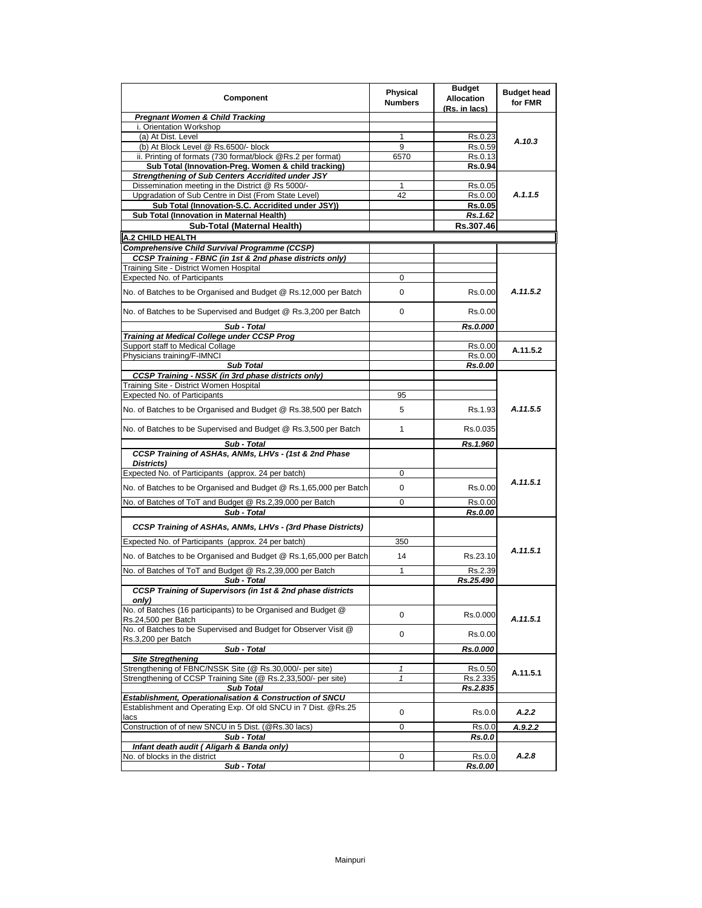| Component | Physical Numbers | Budget Allocation (Rs. in lacs) | Budget head for FMR |
|---|---|---|---|
| ***Pregnant Women & Child Tracking*** | | | |
| i. Orientation Workshop | | | |
| (a) At Dist. Level | 1 | Rs.0.23 | *A.10.3* |
| (b) At Block Level @ Rs.6500/- block | 9 | Rs.0.59 | |
| ii. Printing of formats (730 format/block @Rs.2 per format) | 6570 | Rs.0.13 | |
| **Sub Total (Innovation-Preg. Women & child tracking)** | | **Rs.0.94** | |
| ***Strengthening of Sub Centers Accridited under JSY*** | | | |
| Dissemination meeting in the District @ Rs 5000/- | 1 | Rs.0.05 | *A.1.1.5* |
| Upgradation of Sub Centre in Dist (From State Level) | 42 | Rs.0.00 | |
| **Sub Total (Innovation-S.C. Accridited under JSY))** | | **Rs.0.05** | |
| **Sub Total (Innovation in Maternal Health)** | | ***Rs.1.62*** | |
| **Sub-Total (Maternal Health)** | | **Rs.307.46** | |
| **A.2 CHILD HEALTH** | | | |
| ***Comprehensive Child Survival Programme (CCSP)*** | | | |
| ***CCSP Training - FBNC (in 1st & 2nd phase districts only)*** | | | |
| Training Site - District Women Hospital | | | |
| Expected No. of Participants | 0 | | |
| No. of Batches to be Organised and Budget @ Rs.12,000 per Batch | 0 | Rs.0.00 | *A.11.5.2* |
| No. of Batches to be Supervised and Budget @ Rs.3,200 per Batch | 0 | Rs.0.00 | |
| ***Sub - Total*** | | ***Rs.0.000*** | |
| ***Training at Medical College under CCSP Prog*** | | | |
| Support staff to Medical Collage | | Rs.0.00 | A.11.5.2 |
| Physicians training/F-IMNCI | | Rs.0.00 | |
| ***Sub Total*** | | ***Rs.0.00*** | |
| ***CCSP Training - NSSK (in 3rd phase districts only)*** | | | |
| Training Site - District Women Hospital | | | |
| Expected No. of Participants | 95 | | |
| No. of Batches to be Organised and Budget @ Rs.38,500 per Batch | 5 | Rs.1.93 | *A.11.5.5* |
| No. of Batches to be Supervised and Budget @ Rs.3,500 per Batch | 1 | Rs.0.035 | |
| ***Sub - Total*** | | ***Rs.1.960*** | |
| ***CCSP Training of ASHAs, ANMs, LHVs - (1st & 2nd Phase Districts)*** | | | |
| Expected No. of Participants (approx. 24 per batch) | 0 | | |
| No. of Batches to be Organised and Budget @ Rs.1,65,000 per Batch | 0 | Rs.0.00 | *A.11.5.1* |
| No. of Batches of ToT and Budget @ Rs.2,39,000 per Batch | 0 | Rs.0.00 | |
| ***Sub - Total*** | | ***Rs.0.00*** | |
| ***CCSP Training of ASHAs, ANMs, LHVs - (3rd Phase Districts)*** | | | |
| Expected No. of Participants (approx. 24 per batch) | 350 | | |
| No. of Batches to be Organised and Budget @ Rs.1,65,000 per Batch | 14 | Rs.23.10 | *A.11.5.1* |
| No. of Batches of ToT and Budget @ Rs.2,39,000 per Batch | 1 | Rs.2.39 | |
| ***Sub - Total*** | | ***Rs.25.490*** | |
| ***CCSP Training of Supervisors (in 1st & 2nd phase districts only)*** | | | |
| No. of Batches (16 participants) to be Organised and Budget @ Rs.24,500 per Batch | 0 | Rs.0.000 | *A.11.5.1* |
| No. of Batches to be Supervised and Budget for Observer Visit @ Rs.3,200 per Batch | 0 | Rs.0.00 | |
| ***Sub - Total*** | | ***Rs.0.000*** | |
| ***Site Stregthening*** | | | |
| Strengthening of FBNC/NSSK Site (@ Rs.30,000/- per site) | *1* | Rs.0.50 | A.11.5.1 |
| Strengthening of CCSP Training Site (@ Rs.2,33,500/- per site) | *1* | Rs.2.335 | |
| ***Sub Total*** | | ***Rs.2.835*** | |
| ***Establishment, Operationalisation & Construction of SNCU*** | | | |
| Establishment and Operating Exp. Of old SNCU in 7 Dist. @Rs.25 lacs | 0 | Rs.0.0 | *A.2.2* |
| Construction of of new SNCU in 5 Dist. (@Rs.30 lacs) | 0 | Rs.0.0 | *A.9.2.2* |
| ***Sub - Total*** | | ***Rs.0.0*** | |
| ***Infant death audit ( Aligarh & Banda only)*** | | | |
| No. of blocks in the district | 0 | Rs.0.0 | *A.2.8* |
| ***Sub - Total*** | | ***Rs.0.00*** | |

Mainpuri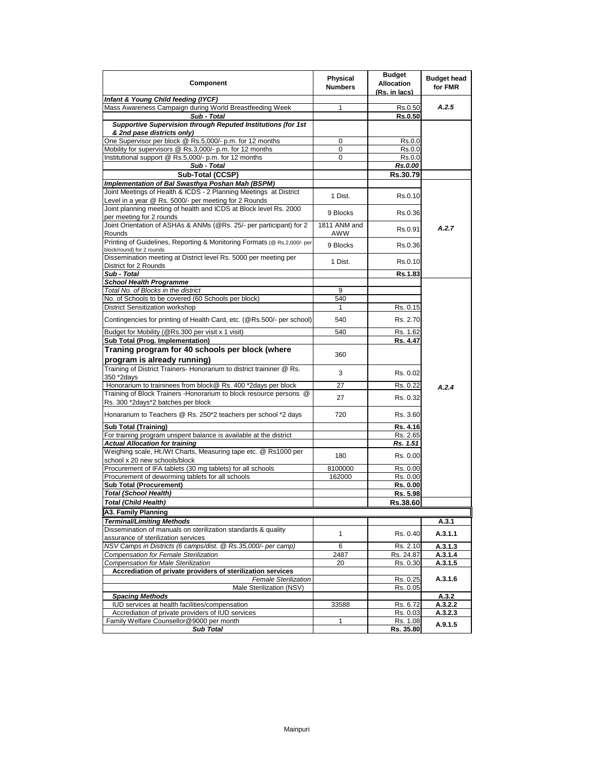| Component | Physical Numbers | Budget Allocation (Rs. in lacs) | Budget head for FMR |
|---|---|---|---|
| ***Infant & Young Child feeding (IYCF)*** | | | |
| Mass Awareness Campaign during World Breastfeeding Week | 1 | Rs.0.50 | ***A.2.5*** |
| ***Sub - Total*** | | **Rs.0.50** | |
| ***Supportive Supervision through Reputed Institutions (for 1st & 2nd pase districts only)*** | | | |
| One Supervisor per block @ Rs.5,000/- p.m. for 12 months | 0 | Rs.0.0 | |
| Mobility for supervisors @ Rs.3,000/- p.m. for 12 months | 0 | Rs.0.0 | |
| Institutional support @ Rs.5,000/- p.m. for 12 months | 0 | Rs.0.0 | |
| ***Sub - Total*** | | ***Rs.0.00*** | |
| **Sub-Total (CCSP)** | | **Rs.30.79** | |
| ***Implementation of Bal Swasthya Poshan Mah (BSPM)*** | | | |
| Joint Meetings of Health & ICDS - 2 Planning Meetings at District Level in a year @ Rs. 5000/- per meeting for 2 Rounds | 1 Dist. | Rs.0.10 | |
| Joint planning meeting of health and ICDS at Block level Rs. 2000 per meeting for 2 rounds | 9 Blocks | Rs.0.36 | |
| Joint Orientation of ASHAs & ANMs (@Rs. 25/- per participant) for 2 Rounds | 1811 ANM and AWW | Rs.0.91 | ***A.2.7*** |
| Printing of Guidelines, Reporting & Monitoring Formats (@ Rs.2,000/- per block/round) for 2 rounds | 9 Blocks | Rs.0.36 | |
| Dissemination meeting at District level Rs. 5000 per meeting per District for 2 Rounds | 1 Dist. | Rs.0.10 | |
| ***Sub - Total*** | | **Rs.1.83** | |
| ***School Health Programme*** | | | |
| *Total No. of Blocks in the district* | 9 | | |
| No. of Schools to be covered (60 Schools per block) | 540 | | |
| District Sensitization workshop | 1 | Rs. 0.15 | |
| Contingencies for printing of Health Card, etc. (@Rs.500/- per school) | 540 | Rs. 2.70 | |
| Budget for Mobility (@Rs.300 per visit x 1 visit) | 540 | Rs. 1.62 | |
| **Sub Total (Prog. Implementation)** | | **Rs. 4.47** | |
| **Traning program for 40 schools per block (where program is already running)** | 360 | | |
| Training of District Trainers- Honorarium to district traininer @ Rs. 350 *2days | 3 | Rs. 0.02 | |
| Honorarium to traininees from block@ Rs. 400 *2days per block | 27 | Rs. 0.22 | ***A.2.4*** |
| Training of Block Trainers -Honorarium to block resource persons @ Rs. 300 *2days*2 batches per block | 27 | Rs. 0.32 | |
| Honorarium to Teachers @ Rs. 250*2 teachers per school *2 days | 720 | Rs. 3.60 | |
| **Sub Total (Training)** | | **Rs. 4.16** | |
| For training program unspent balance is available at the district | | Rs. 2.65 | |
| ***Actual Allocation for training*** | | ***Rs. 1.51*** | |
| Weighing scale, Ht./Wt Charts, Measuring tape etc. @ Rs1000 per school x 20 new schools/block | 180 | Rs. 0.00 | |
| Procurement of IFA tablets (30 mg tablets) for all schools | 8100000 | Rs. 0.00 | |
| Procurement of deworming tablets for all schools | 162000 | Rs. 0.00 | |
| **Sub Total (Procurement)** | | **Rs. 0.00** | |
| ***Total (School Health)*** | | **Rs. 5.98** | |
| ***Total (Child Health)*** | | **Rs.38.60** | |
| **A3. Family Planning** | | | |
| ***Terminal/Limiting Methods*** | | | **A.3.1** |
| Dissemination of manuals on sterilization standards & quality assurance of sterilization services | 1 | Rs. 0.40 | **A.3.1.1** |
| *NSV Camps in Districts (6 camps/dist. @ Rs.35,000/- per camp)* | 6 | Rs. 2.10 | **A.3.1.3** |
| *Compensation for Female Sterilization* | 2487 | Rs. 24.87 | **A.3.1.4** |
| *Compensation for Male Sterilization* | 20 | Rs. 0.30 | **A.3.1.5** |
| **Accreditation of private providers of sterilization services** | | | |
| *Female Sterilization* | | Rs. 0.25 | **A.3.1.6** |
| Male Sterilization (NSV) | | Rs. 0.05 | |
| ***Spacing Methods*** | | | **A.3.2** |
| IUD services at health facilities/compensation | 33588 | Rs. 6.72 | **A.3.2.2** |
| Accreditation of private providers of IUD services | | Rs. 0.03 | **A.3.2.3** |
| Family Welfare Counsellor@9000 per month | 1 | Rs. 1.08 | **A.9.1.5** |
| ***Sub Total*** | | **Rs. 35.80** | |

Mainpuri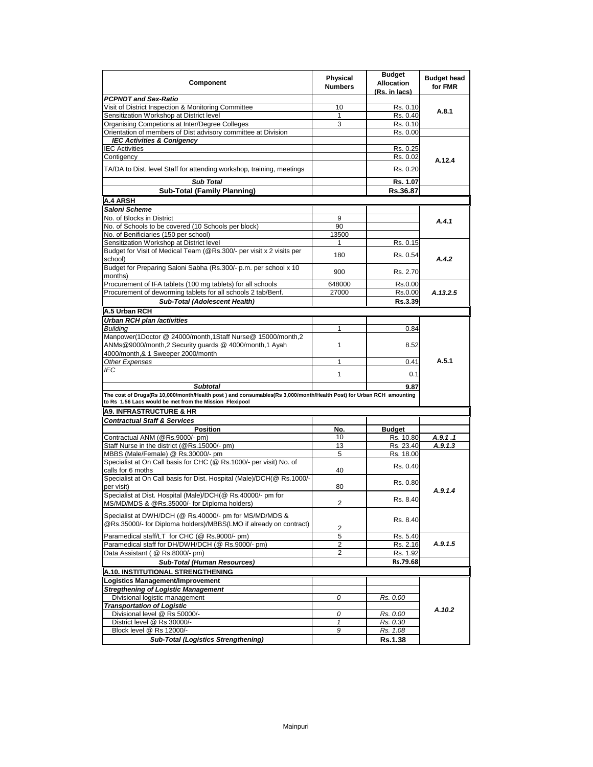| Component | Physical Numbers | Budget Allocation (Rs. in lacs) | Budget head for FMR |
|---|---|---|---|
| ***PCPNDT and Sex-Ratio*** | | | |
| Visit of District Inspection & Monitoring Committee | 10 | Rs. 0.10 | A.8.1 |
| Sensitization Workshop at District level | 1 | Rs. 0.40 | |
| Organising Competions at Inter/Degree Colleges | 3 | Rs. 0.10 | |
| Orientation of members of Dist advisory committee at Division | | Rs. 0.00 | |
| ***IEC Activities & Conigency*** | | | A.12.4 |
| IEC Activities | | Rs. 0.25 | |
| Contigency | | Rs. 0.02 | |
| TA/DA to Dist. level Staff for attending workshop, training, meetings | | Rs. 0.20 | |
| ***Sub Total*** | | **Rs. 1.07** | |
| **Sub-Total (Family Planning)** | | **Rs.36.87** | |
| **A.4 ARSH** | | | |
| ***Saloni Scheme*** | | | |
| No. of Blocks in District | 9 | | *A.4.1* |
| No. of Schools to be covered (10 Schools per block) | 90 | | |
| No. of Benificiaries (150 per school) | 13500 | | |
| Sensitization Workshop at District level | 1 | Rs. 0.15 | *A.4.2* |
| Budget for Visit of Medical Team (@Rs.300/- per visit x 2 visits per school) | 180 | Rs. 0.54 | |
| Budget for Preparing Saloni Sabha (Rs.300/- p.m. per school x 10 months) | 900 | Rs. 2.70 | |
| Procurement of IFA tablets (100 mg tablets) for all schools | 648000 | Rs.0.00 | *A.13.2.5* |
| Procurement of deworming tablets for all schools 2 tab/Benf. | 27000 | Rs.0.00 | |
| ***Sub-Total (Adolescent Health)*** | | **Rs.3.39** | |
| **A.5 Urban RCH** | | | |
| ***Urban RCH plan /activities*** | | | A.5.1 |
| *Building* | 1 | 0.84 | |
| Manpower(1Doctor @ 24000/month,1Staff Nurse@ 15000/month,2 ANMs@9000/month,2 Security guards @ 4000/month,1 Ayah 4000/month,& 1 Sweeper 2000/month | 1 | 8.52 | |
| *Other Expenses* | 1 | 0.41 | |
| *IEC* | 1 | 0.1 | |
| ***Subtotal*** | | **9.87** | |
| **The cost of Drugs(Rs 10,000/month/Health post ) and consumables(Rs 3,000/month/Health Post) for Urban RCH amounting to Rs 1.56 Lacs would be met from the Mission Flexipool** | | | |
| **A9. INFRASTRUCTURE & HR** | | | |
| ***Contractual Staff & Services*** | | | |
| **Position** | **No.** | **Budget** | |
| Contractual ANM (@Rs.9000/- pm) | 10 | Rs. 10.80 | *A.9.1 .1* |
| Staff Nurse in the district (@Rs.15000/- pm) | 13 | Rs. 23.40 | *A.9.1.3* |
| MBBS (Male/Female) @ Rs.30000/- pm | 5 | Rs. 18.00 | *A.9.1.4* |
| Specialist at On Call basis for CHC (@ Rs.1000/- per visit) No. of calls for 6 moths | 40 | Rs. 0.40 | |
| Specialist at On Call basis for Dist. Hospital (Male)/DCH(@ Rs.1000/- per visit) | 80 | Rs. 0.80 | |
| Specialist at Dist. Hospital (Male)/DCH(@ Rs.40000/- pm for MS/MD/MDS & @Rs.35000/- for Diploma holders) | 2 | Rs. 8.40 | |
| Specialist at DWH/DCH (@ Rs.40000/- pm for MS/MD/MDS & @Rs.35000/- for Diploma holders)/MBBS(LMO if already on contract) | 2 | Rs. 8.40 | |
| Paramedical staff/LT for CHC (@ Rs.9000/- pm) | 5 | Rs. 5.40 | *A.9.1.5* |
| Paramedical staff for DH/DWH/DCH (@ Rs.9000/- pm) | 2 | Rs. 2.16 | |
| Data Assistant ( @ Rs.8000/- pm) | 2 | Rs. 1.92 | |
| ***Sub-Total (Human Resources)*** | | **Rs.79.68** | |
| **A.10. INSTITUTIONAL STRENGTHENING** | | | |
| **Logistics Management/Improvement** | | | *A.10.2* |
| ***Stregthening of Logistic Management*** | | | |
| Divisional logistic management | *0* | *Rs. 0.00* | |
| ***Transportation of Logistic*** | | | |
| Divisional level @ Rs 50000/- | *0* | *Rs. 0.00* | |
| District level @ Rs 30000/- | *1* | *Rs. 0.30* | |
| Block level @ Rs 12000/- | *9* | *Rs. 1.08* | |
| ***Sub-Total (Logistics Strengthening)*** | | **Rs.1.38** | |

Mainpuri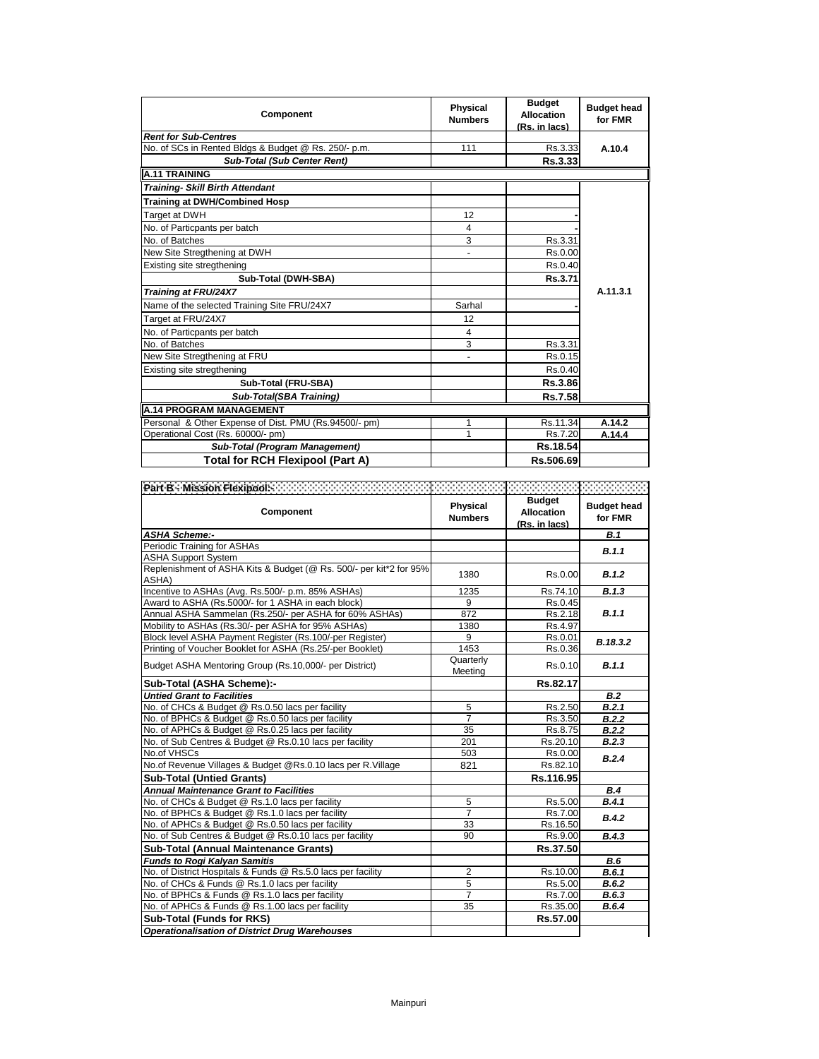| Component | Physical Numbers | Budget Allocation (Rs. in lacs) | Budget head for FMR |
|---|---|---|---|
| ***Rent for Sub-Centres*** | | | |
| No. of SCs in Rented Bldgs & Budget @ Rs. 250/- p.m. | 111 | Rs.3.33 | A.10.4 |
| ***Sub-Total (Sub Center Rent)*** | | **Rs.3.33** | |
| **A.11 TRAINING** | | | |
| ***Training- Skill Birth Attendant*** | | | A.11.3.1 |
| **Training at DWH/Combined Hosp** | | | |
| Target at DWH | 12 | - | |
| No. of Particpants per batch | 4 | - | |
| No. of Batches | 3 | Rs.3.31 | |
| New Site Stregthening at DWH | - | Rs.0.00 | |
| Existing site stregthening | | Rs.0.40 | |
| **Sub-Total (DWH-SBA)** | | **Rs.3.71** | |
| ***Training at FRU/24X7*** | | | |
| Name of the selected Training Site FRU/24X7 | Sarhal | - | |
| Target at FRU/24X7 | 12 | | |
| No. of Particpants per batch | 4 | | |
| No. of Batches | 3 | Rs.3.31 | |
| New Site Stregthening at FRU | - | Rs.0.15 | |
| Existing site stregthening | | Rs.0.40 | |
| **Sub-Total (FRU-SBA)** | | **Rs.3.86** | |
| ***Sub-Total(SBA Training)*** | | **Rs.7.58** | |
| **A.14 PROGRAM MANAGEMENT** | | | |
| Personal & Other Expense of Dist. PMU (Rs.94500/- pm) | 1 | Rs.11.34 | A.14.2 |
| Operational Cost (Rs. 60000/- pm) | 1 | Rs.7.20 | A.14.4 |
| ***Sub-Total (Program Management)*** | | **Rs.18.54** | |
| **Total for RCH Flexipool (Part A)** | | **Rs.506.69** | |

**Part B - Mission Flexipool:-**

| Component | Physical Numbers | Budget Allocation (Rs. in lacs) | Budget head for FMR |
|---|---|---|---|
| ***ASHA Scheme:-*** | | | ***B.1*** |
| Periodic Training for ASHAs | | | ***B.1.1*** |
| ASHA Support System | | | |
| Replenishment of ASHA Kits & Budget (@ Rs. 500/- per kit*2 for 95% ASHA) | 1380 | Rs.0.00 | ***B.1.2*** |
| Incentive to ASHAs (Avg. Rs.500/- p.m. 85% ASHAs) | 1235 | Rs.74.10 | ***B.1.3*** |
| Award to ASHA (Rs.5000/- for 1 ASHA in each block) | 9 | Rs.0.45 | ***B.1.1*** |
| Annual ASHA Sammelan (Rs.250/- per ASHA for 60% ASHAs) | 872 | Rs.2.18 | |
| Mobility to ASHAs (Rs.30/- per ASHA for 95% ASHAs) | 1380 | Rs.4.97 | |
| Block level ASHA Payment Register (Rs.100/-per Register) | 9 | Rs.0.01 | ***B.18.3.2*** |
| Printing of Voucher Booklet for ASHA (Rs.25/-per Booklet) | 1453 | Rs.0.36 | |
| Budget ASHA Mentoring Group (Rs.10,000/- per District) | Quarterly Meeting | Rs.0.10 | ***B.1.1*** |
| **Sub-Total (ASHA Scheme):-** | | **Rs.82.17** | |
| ***Untied Grant to Facilities*** | | | ***B.2*** |
| No. of CHCs & Budget @ Rs.0.50 lacs per facility | 5 | Rs.2.50 | ***B.2.1*** |
| No. of BPHCs & Budget @ Rs.0.50 lacs per facility | 7 | Rs.3.50 | ***B.2.2*** |
| No. of APHCs & Budget @ Rs.0.25 lacs per facility | 35 | Rs.8.75 | ***B.2.2*** |
| No. of Sub Centres & Budget @ Rs.0.10 lacs per facility | 201 | Rs.20.10 | ***B.2.3*** |
| No.of VHSCs | 503 | Rs.0.00 | ***B.2.4*** |
| No.of Revenue Villages & Budget @Rs.0.10 lacs per R.Village | 821 | Rs.82.10 | |
| **Sub-Total (Untied Grants)** | | **Rs.116.95** | |
| ***Annual Maintenance Grant to Facilities*** | | | ***B.4*** |
| No. of CHCs & Budget @ Rs.1.0 lacs per facility | 5 | Rs.5.00 | ***B.4.1*** |
| No. of BPHCs & Budget @ Rs.1.0 lacs per facility | 7 | Rs.7.00 | ***B.4.2*** |
| No. of APHCs & Budget @ Rs.0.50 lacs per facility | 33 | Rs.16.50 | |
| No. of Sub Centres & Budget @ Rs.0.10 lacs per facility | 90 | Rs.9.00 | ***B.4.3*** |
| **Sub-Total (Annual Maintenance Grants)** | | **Rs.37.50** | |
| ***Funds to Rogi Kalyan Samitis*** | | | ***B.6*** |
| No. of District Hospitals & Funds @ Rs.5.0 lacs per facility | 2 | Rs.10.00 | ***B.6.1*** |
| No. of CHCs & Funds @ Rs.1.0 lacs per facility | 5 | Rs.5.00 | ***B.6.2*** |
| No. of BPHCs & Funds @ Rs.1.0 lacs per facility | 7 | Rs.7.00 | ***B.6.3*** |
| No. of APHCs & Funds @ Rs.1.00 lacs per facility | 35 | Rs.35.00 | ***B.6.4*** |
| **Sub-Total (Funds for RKS)** | | **Rs.57.00** | |
| ***Operationalisation of District Drug Warehouses*** | | | |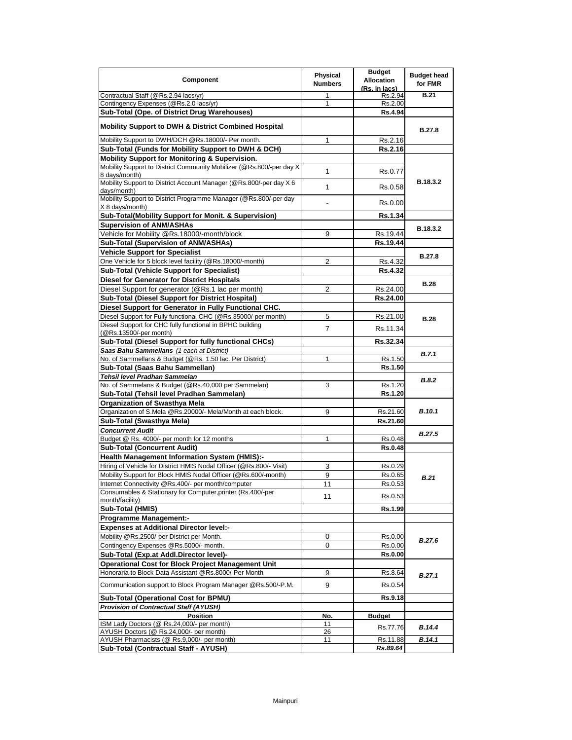| Component | Physical Numbers | Budget Allocation (Rs. in lacs) | Budget head for FMR |
|---|---|---|---|
| Contractual Staff (@Rs.2.94 lacs/yr) | 1 | Rs.2.94 | **B.21** |
| Contingency Expenses (@Rs.2.0 lacs/yr) | 1 | Rs.2.00 | |
| **Sub-Total (Ope. of District Drug Warehouses)** | | **Rs.4.94** | |
| **Mobility Support to DWH & District Combined Hospital** | | | **B.27.8** |
| Mobility Support to DWH/DCH @Rs.18000/- Per month. | 1 | Rs.2.16 | |
| **Sub-Total (Funds for Mobility Support to DWH & DCH)** | | **Rs.2.16** | |
| **Mobility Support for Monitoring & Supervision.** | | | **B.18.3.2** |
| Mobility Support to District Community Mobilizer (@Rs.800/-per day X 8 days/month) | 1 | Rs.0.77 | |
| Mobility Support to District Account Manager (@Rs.800/-per day X 6 days/month) | 1 | Rs.0.58 | |
| Mobility Support to District Programme Manager (@Rs.800/-per day X 8 days/month) | - | Rs.0.00 | |
| **Sub-Total(Mobility Support for Monit. & Supervision)** | | **Rs.1.34** | |
| **Supervision of ANM/ASHAs** | | | **B.18.3.2** |
| Vehicle for Mobility @Rs.18000/-month/block | 9 | Rs.19.44 | |
| **Sub-Total (Supervision of ANM/ASHAs)** | | **Rs.19.44** | |
| **Vehicle Support for Specialist** | | | **B.27.8** |
| One Vehicle for 5 block level facility (@Rs.18000/-month) | 2 | Rs.4.32 | |
| **Sub-Total (Vehicle Support for Specialist)** | | **Rs.4.32** | |
| **Diesel for Generator for District Hospitals** | | | **B.28** |
| Diesel Support for generator (@Rs.1 lac per month) | 2 | Rs.24.00 | |
| **Sub-Total (Diesel Support for District Hospital)** | | **Rs.24.00** | |
| **Diesel Support for Generator in Fully Functional CHC.** | | | **B.28** |
| Diesel Support for Fully functional CHC (@Rs.35000/-per month) | 5 | Rs.21.00 | |
| Diesel Support for CHC fully functional in BPHC building (@Rs.13500/-per month) | 7 | Rs.11.34 | |
| **Sub-Total (Diesel Support for fully functional CHCs)** | | **Rs.32.34** | |
| ***Saas Bahu Sammellans*** *(1 each at District)* | | | ***B.7.1*** |
| No. of Sammellans & Budget (@Rs. 1.50 lac. Per District) | 1 | Rs.1.50 | |
| **Sub-Total (Saas Bahu Sammellan)** | | **Rs.1.50** | |
| ***Tehsil level Pradhan Sammelan*** | | | ***B.8.2*** |
| No. of Sammelans & Budget (@Rs.40,000 per Sammelan) | 3 | Rs.1.20 | |
| **Sub-Total (Tehsil level Pradhan Sammelan)** | | **Rs.1.20** | |
| **Organization of Swasthya Mela** | | | ***B.10.1*** |
| Organization of S.Mela @Rs.20000/- Mela/Month at each block. | 9 | Rs.21.60 | |
| **Sub-Total (Swasthya Mela)** | | **Rs.21.60** | |
| ***Concurrent Audit*** | | | ***B.27.5*** |
| Budget @ Rs. 4000/- per month for 12 months | 1 | Rs.0.48 | |
| **Sub-Total (Concurrent Audit)** | | **Rs.0.48** | |
| **Health Management Information System (HMIS):-** | | | ***B.21*** |
| Hiring of Vehicle for District HMIS Nodal Officer (@Rs.800/- Visit) | 3 | Rs.0.29 | |
| Mobility Support for Block HMIS Nodal Officer (@Rs.600/-month) | 9 | Rs.0.65 | |
| Internet Connectivity @Rs.400/- per month/computer | 11 | Rs.0.53 | |
| Consumables & Stationary for Computer,printer (Rs.400/-per month/facility) | 11 | Rs.0.53 | |
| **Sub-Total (HMIS)** | | **Rs.1.99** | |
| **Programme Management:-** | | | |
| **Expenses at Additional Director level:-** | | | ***B.27.6*** |
| Mobility @Rs.2500/-per District per Month. | 0 | Rs.0.00 | |
| Contingency Expenses @Rs.5000/- month. | 0 | Rs.0.00 | |
| **Sub-Total (Exp.at Addl.Director level)-** | | **Rs.0.00** | |
| **Operational Cost for Block Project Management Unit** | | | ***B.27.1*** |
| Honoraria to Block Data Assistant @Rs.8000/-Per Month | 9 | Rs.8.64 | |
| Communication support to Block Program Manager @Rs.500/-P.M. | 9 | Rs.0.54 | |
| **Sub-Total (Operational Cost for BPMU)** | | **Rs.9.18** | |
| ***Provision of Contractual Staff (AYUSH)*** | | | |
| **Position** | **No.** | **Budget** | |
| ISM Lady Doctors (@ Rs.24,000/- per month) | 11 | Rs.77.76 | ***B.14.4*** |
| AYUSH Doctors (@ Rs.24,000/- per month) | 26 | | |
| AYUSH Pharmacists (@ Rs.9,000/- per month) | 11 | Rs.11.88 | ***B.14.1*** |
| **Sub-Total (Contractual Staff - AYUSH)** | | ***Rs.89.64*** | |

Mainpuri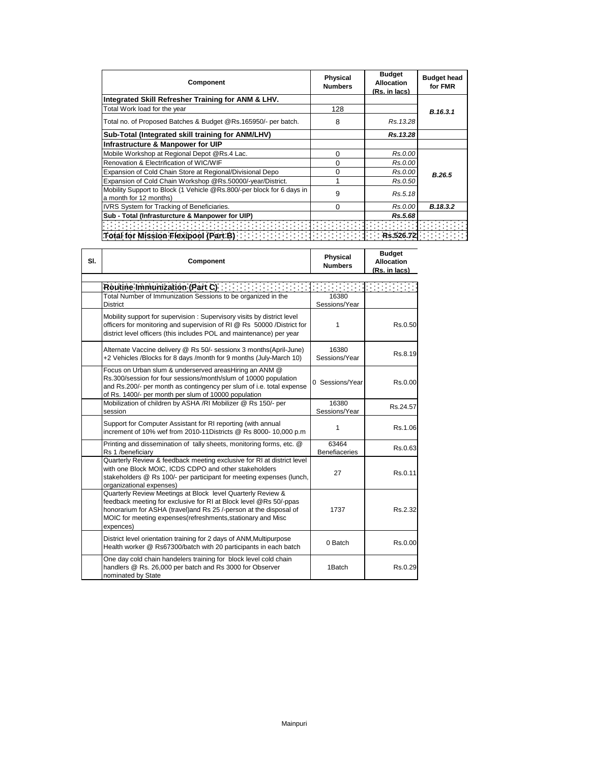| Component | Physical Numbers | Budget Allocation (Rs. in lacs) | Budget head for FMR |
|---|---|---|---|
| **Integrated Skill Refresher Training for ANM & LHV.** | | | |
| Total Work load for the year | 128 | | *B.16.3.1* |
| Total no. of Proposed Batches & Budget @Rs.165950/- per batch. | 8 | *Rs.13.28* | |
| **Sub-Total (Integrated skill training for ANM/LHV)** | | ***Rs.13.28*** | |
| **Infrastructure & Manpower for UIP** | | | |
| Mobile Workshop at Regional Depot @Rs.4 Lac. | 0 | *Rs.0.00* | *B.26.5* |
| Renovation & Electrification of WIC/WIF | 0 | *Rs.0.00* | |
| Expansion of Cold Chain Store at Regional/Divisional Depo | 0 | *Rs.0.00* | |
| Expansion of Cold Chain Workshop @Rs.50000/-year/District. | 1 | *Rs.0.50* | |
| Mobility Support to Block (1 Vehicle @Rs.800/-per block for 6 days in a month for 12 months) | 9 | *Rs.5.18* | |
| IVRS System for Tracking of Beneficiaries. | 0 | *Rs.0.00* | *B.18.3.2* |
| **Sub - Total (Infrasturcture & Manpower for UIP)** | | ***Rs.5.68*** | |
| | | | |
| **Total for Mission Flexipool (Part B)** | | **Rs.526.72** | |

| Sl. | Component | Physical Numbers | Budget Allocation (Rs. in lacs) |
|---|---|---|---|
| | | | |
| | **Routine Immunization (Part C)** | | |
| | Total Number of Immunization Sessions to be organized in the District | 16380 Sessions/Year | |
| | Mobility support for supervision : Supervisory visits by district level officers for monitoring and supervision of RI @ Rs 50000 /District for district level officers (this includes POL and maintenance) per year | 1 | Rs.0.50 |
| | Alternate Vaccine delivery @ Rs 50/- sessionx 3 months(April-June) +2 Vehicles /Blocks for 8 days /month for 9 months (July-March 10) | 16380 Sessions/Year | Rs.8.19 |
| | Focus on Urban slum & underserved areasHiring an ANM @ Rs.300/session for four sessions/month/slum of 10000 population and Rs.200/- per month as contingency per slum of i.e. total expense of Rs. 1400/- per month per slum of 10000 population | 0 Sessions/Year | Rs.0.00 |
| | Mobilization of children by ASHA /RI Mobilizer @ Rs 150/- per session | 16380 Sessions/Year | Rs.24.57 |
| | Support for Computer Assistant for RI reporting (with annual increment of 10% wef from 2010-11Districts @ Rs 8000- 10,000 p.m | 1 | Rs.1.06 |
| | Printing and dissemination of tally sheets, monitoring forms, etc. @ Rs 1 /beneficiary | 63464 Benefiaceries | Rs.0.63 |
| | Quarterly Review & feedback meeting exclusive for RI at district level with one Block MOIC, ICDS CDPO and other stakeholders stakeholders @ Rs 100/- per participant for meeting expenses (lunch, organizational expenses) | 27 | Rs.0.11 |
| | Quarterly Review Meetings at Block level Quarterly Review & feedback meeting for exclusive for RI at Block level @Rs 50/-ppas honorarium for ASHA (travel)and Rs 25 /-person at the disposal of MOIC for meeting expenses(refreshments,stationary and Misc expences) | 1737 | Rs.2.32 |
| | District level orientation training for 2 days of ANM,Multipurpose Health worker @ Rs67300/batch with 20 participants in each batch | 0 Batch | Rs.0.00 |
| | One day cold chain handelers training for block level cold chain handlers @ Rs. 26,000 per batch and Rs 3000 for Observer nominated by State | 1Batch | Rs.0.29 |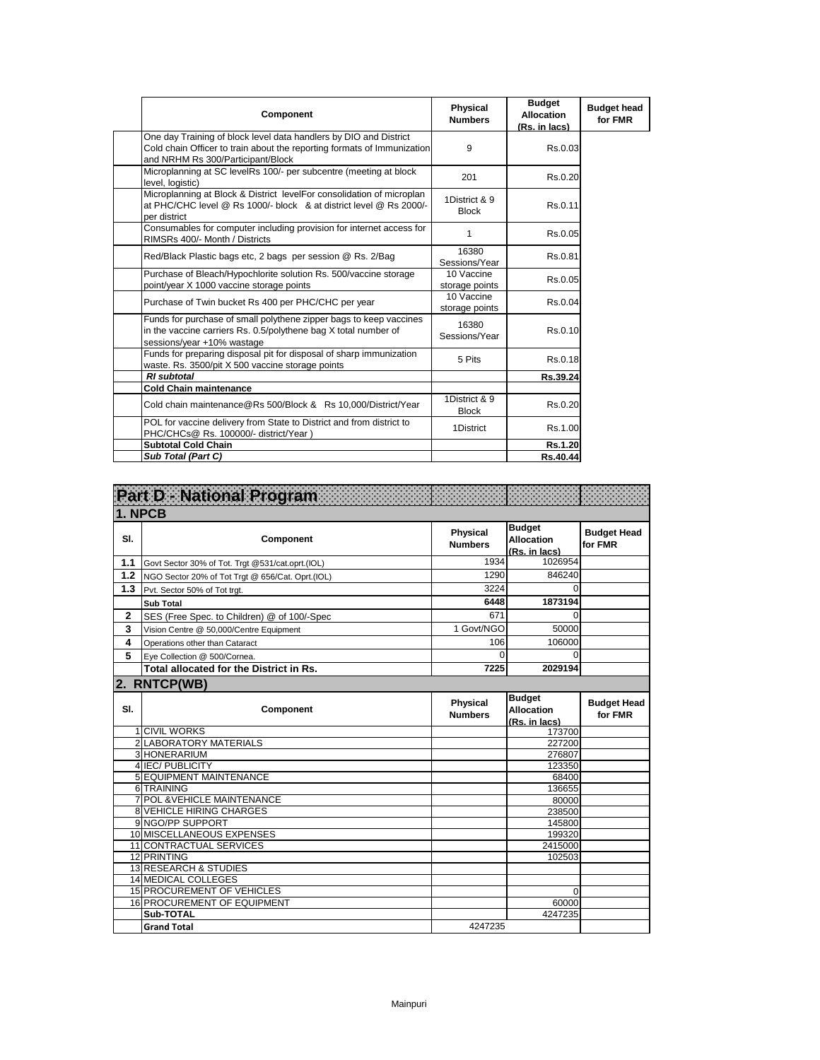| Component | Physical Numbers | Budget Allocation (Rs. in lacs) | Budget head for FMR |
|---|---|---|---|
| One day Training of block level data handlers by DIO and District Cold chain Officer to train about the reporting formats of Immunization and NRHM Rs 300/Participant/Block | 9 | Rs.0.03 | |
| Microplanning at SC levelRs 100/- per subcentre (meeting at block level, logistic) | 201 | Rs.0.20 | |
| Microplanning at Block & District levelFor consolidation of microplan at PHC/CHC level @ Rs 1000/- block & at district level @ Rs 2000/- per district | 1District & 9 Block | Rs.0.11 | |
| Consumables for computer including provision for internet access for RIMSRs 400/- Month / Districts | 1 | Rs.0.05 | |
| Red/Black Plastic bags etc, 2 bags per session @ Rs. 2/Bag | 16380 Sessions/Year | Rs.0.81 | |
| Purchase of Bleach/Hypochlorite solution Rs. 500/vaccine storage point/year X 1000 vaccine storage points | 10 Vaccine storage points | Rs.0.05 | |
| Purchase of Twin bucket Rs 400 per PHC/CHC per year | 10 Vaccine storage points | Rs.0.04 | |
| Funds for purchase of small polythene zipper bags to keep vaccines in the vaccine carriers Rs. 0.5/polythene bag X total number of sessions/year +10% wastage | 16380 Sessions/Year | Rs.0.10 | |
| Funds for preparing disposal pit for disposal of sharp immunization waste. Rs. 3500/pit X 500 vaccine storage points | 5 Pits | Rs.0.18 | |
| ***RI subtotal*** | | **Rs.39.24** | |
| **Cold Chain maintenance** | | | |
| Cold chain maintenance@Rs 500/Block & Rs 10,000/District/Year | 1District & 9 Block | Rs.0.20 | |
| POL for vaccine delivery from State to District and from district to PHC/CHCs@ Rs. 100000/- district/Year ) | 1District | Rs.1.00 | |
| **Subtotal Cold Chain** | | **Rs.1.20** | |
| ***Sub Total (Part C)*** | | **Rs.40.44** | |

# Part D - National Program

## 1. NPCB

| Sl. | Component | Physical Numbers | Budget Allocation (Rs. in lacs) | Budget Head for FMR |
|---|---|---|---|---|
| **1.1** | Govt Sector 30% of Tot. Trgt @531/cat.oprt.(IOL) | 1934 | 1026954 | |
| **1.2** | NGO Sector 20% of Tot Trgt @ 656/Cat. Oprt.(IOL) | 1290 | 846240 | |
| **1.3** | Pvt. Sector 50% of Tot trgt. | 3224 | 0 | |
| | **Sub Total** | **6448** | **1873194** | |
| **2** | SES (Free Spec. to Children) @ of 100/-Spec | 671 | 0 | |
| **3** | Vision Centre @ 50,000/Centre Equipment | 1 Govt/NGO | 50000 | |
| **4** | Operations other than Cataract | 106 | 106000 | |
| **5** | Eye Collection @ 500/Cornea. | 0 | 0 | |
| | **Total allocated for the District in Rs.** | **7225** | **2029194** | |

## 2. RNTCP(WB)

| Sl. | Component | Physical Numbers | Budget Allocation (Rs. in lacs) | Budget Head for FMR |
|---|---|---|---|---|
| 1 | CIVIL WORKS | | 173700 | |
| 2 | LABORATORY MATERIALS | | 227200 | |
| 3 | HONERARIUM | | 276807 | |
| 4 | IEC/ PUBLICITY | | 123350 | |
| 5 | EQUIPMENT MAINTENANCE | | 68400 | |
| 6 | TRAINING | | 136655 | |
| 7 | POL &VEHICLE MAINTENANCE | | 80000 | |
| 8 | VEHICLE HIRING CHARGES | | 238500 | |
| 9 | NGO/PP SUPPORT | | 145800 | |
| 10 | MISCELLANEOUS EXPENSES | | 199320 | |
| 11 | CONTRACTUAL SERVICES | | 2415000 | |
| 12 | PRINTING | | 102503 | |
| 13 | RESEARCH & STUDIES | | | |
| 14 | MEDICAL COLLEGES | | | |
| 15 | PROCUREMENT OF VEHICLES | | 0 | |
| 16 | PROCUREMENT OF EQUIPMENT | | 60000 | |
| | **Sub-TOTAL** | | 4247235 | |
| | **Grand Total** | 4247235 | | |

Mainpuri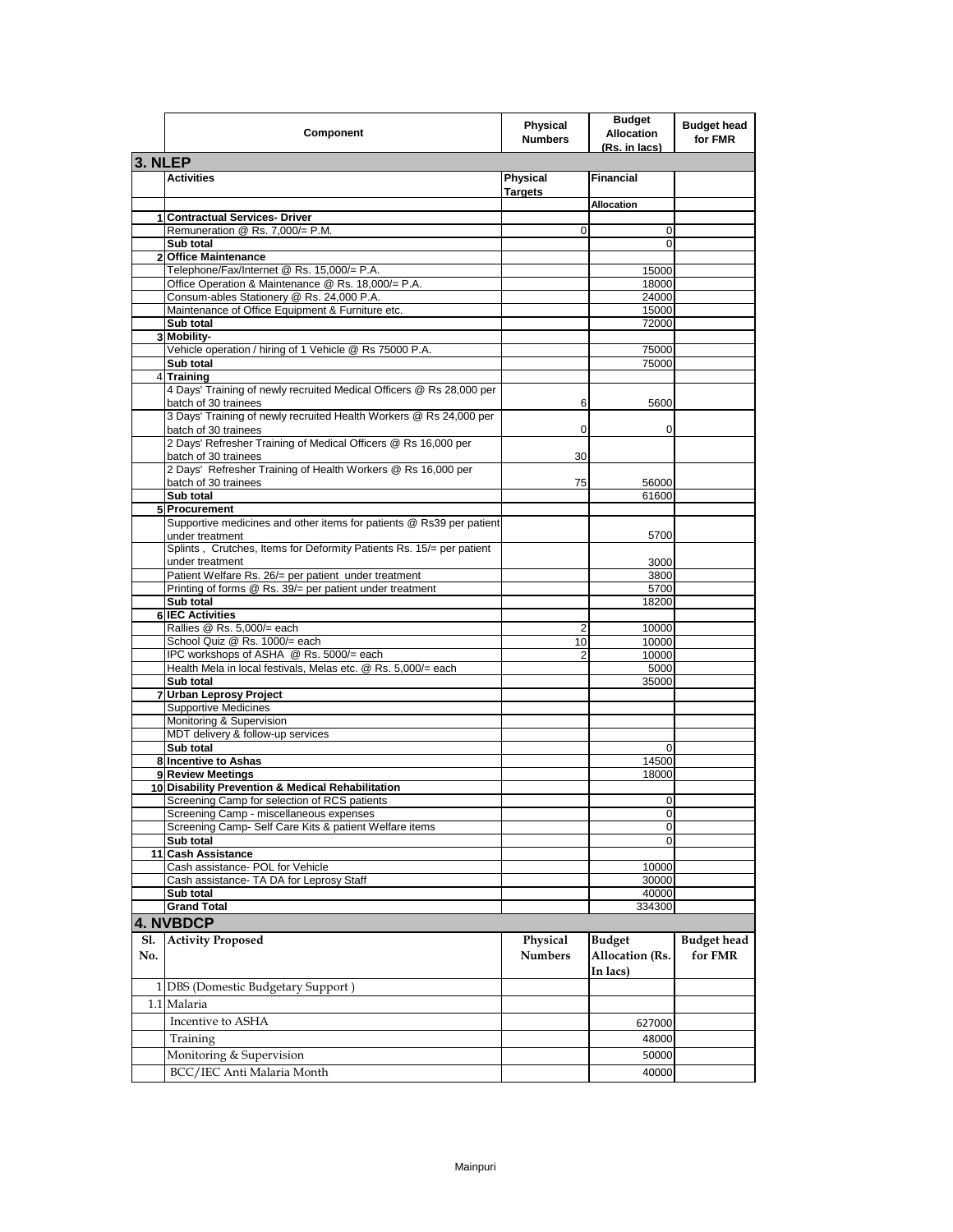| | Component | Physical Numbers | Budget Allocation (Rs. in lacs) | Budget head for FMR |
|---|---|---|---|---|
| **3. NLEP** | | | | |
| | **Activities** | **Physical Targets** | **Financial** | |
| | | | **Allocation** | |
| 1 | **Contractual Services- Driver** | | | |
| | Remuneration @ Rs. 7,000/= P.M. | 0 | 0 | |
| | **Sub total** | | 0 | |
| 2 | **Office Maintenance** | | | |
| | Telephone/Fax/Internet @ Rs. 15,000/= P.A. | | 15000 | |
| | Office Operation & Maintenance @ Rs. 18,000/= P.A. | | 18000 | |
| | Consum-ables Stationery @ Rs. 24,000 P.A. | | 24000 | |
| | Maintenance of Office Equipment & Furniture etc. | | 15000 | |
| | **Sub total** | | 72000 | |
| 3 | **Mobility-** | | | |
| | Vehicle operation / hiring of 1 Vehicle @ Rs 75000 P.A. | | 75000 | |
| | **Sub total** | | 75000 | |
| 4 | **Training** | | | |
| | 4 Days' Training of newly recruited Medical Officers @ Rs 28,000 per batch of 30 trainees | 6 | 5600 | |
| | 3 Days' Training of newly recruited Health Workers @ Rs 24,000 per batch of 30 trainees | 0 | 0 | |
| | 2 Days' Refresher Training of Medical Officers @ Rs 16,000 per batch of 30 trainees | 30 | | |
| | 2 Days' Refresher Training of Health Workers @ Rs 16,000 per batch of 30 trainees | 75 | 56000 | |
| | **Sub total** | | 61600 | |
| 5 | **Procurement** | | | |
| | Supportive medicines and other items for patients @ Rs39 per patient under treatment | | 5700 | |
| | Splints , Crutches, Items for Deformity Patients Rs. 15/= per patient under treatment | | 3000 | |
| | Patient Welfare Rs. 26/= per patient under treatment | | 3800 | |
| | Printing of forms @ Rs. 39/= per patient under treatment | | 5700 | |
| | **Sub total** | | 18200 | |
| 6 | **IEC Activities** | | | |
| | Rallies @ Rs. 5,000/= each | 2 | 10000 | |
| | School Quiz @ Rs. 1000/= each | 10 | 10000 | |
| | IPC workshops of ASHA @ Rs. 5000/= each | 2 | 10000 | |
| | Health Mela in local festivals, Melas etc. @ Rs. 5,000/= each | | 5000 | |
| | **Sub total** | | 35000 | |
| 7 | **Urban Leprosy Project** | | | |
| | Supportive Medicines | | | |
| | Monitoring & Supervision | | | |
| | MDT delivery & follow-up services | | | |
| | **Sub total** | | 0 | |
| 8 | **Incentive to Ashas** | | 14500 | |
| 9 | **Review Meetings** | | 18000 | |
| 10 | **Disability Prevention & Medical Rehabilitation** | | | |
| | Screening Camp for selection of RCS patients | | 0 | |
| | Screening Camp - miscellaneous expenses | | 0 | |
| | Screening Camp- Self Care Kits & patient Welfare items | | 0 | |
| | **Sub total** | | 0 | |
| 11 | **Cash Assistance** | | | |
| | Cash assistance- POL for Vehicle | | 10000 | |
| | Cash assistance- TA DA for Leprosy Staff | | 30000 | |
| | **Sub total** | | 40000 | |
| | **Grand Total** | | 334300 | |
| **4. NVBDCP** | | | | |
| **Sl. No.** | **Activity Proposed** | **Physical Numbers** | **Budget Allocation (Rs. In lacs)** | **Budget head for FMR** |
| 1 | DBS (Domestic Budgetary Support ) | | | |
| 1.1 | Malaria | | | |
| | Incentive to ASHA | | 627000 | |
| | Training | | 48000 | |
| | Monitoring & Supervision | | 50000 | |
| | BCC/IEC Anti Malaria Month | | 40000 | |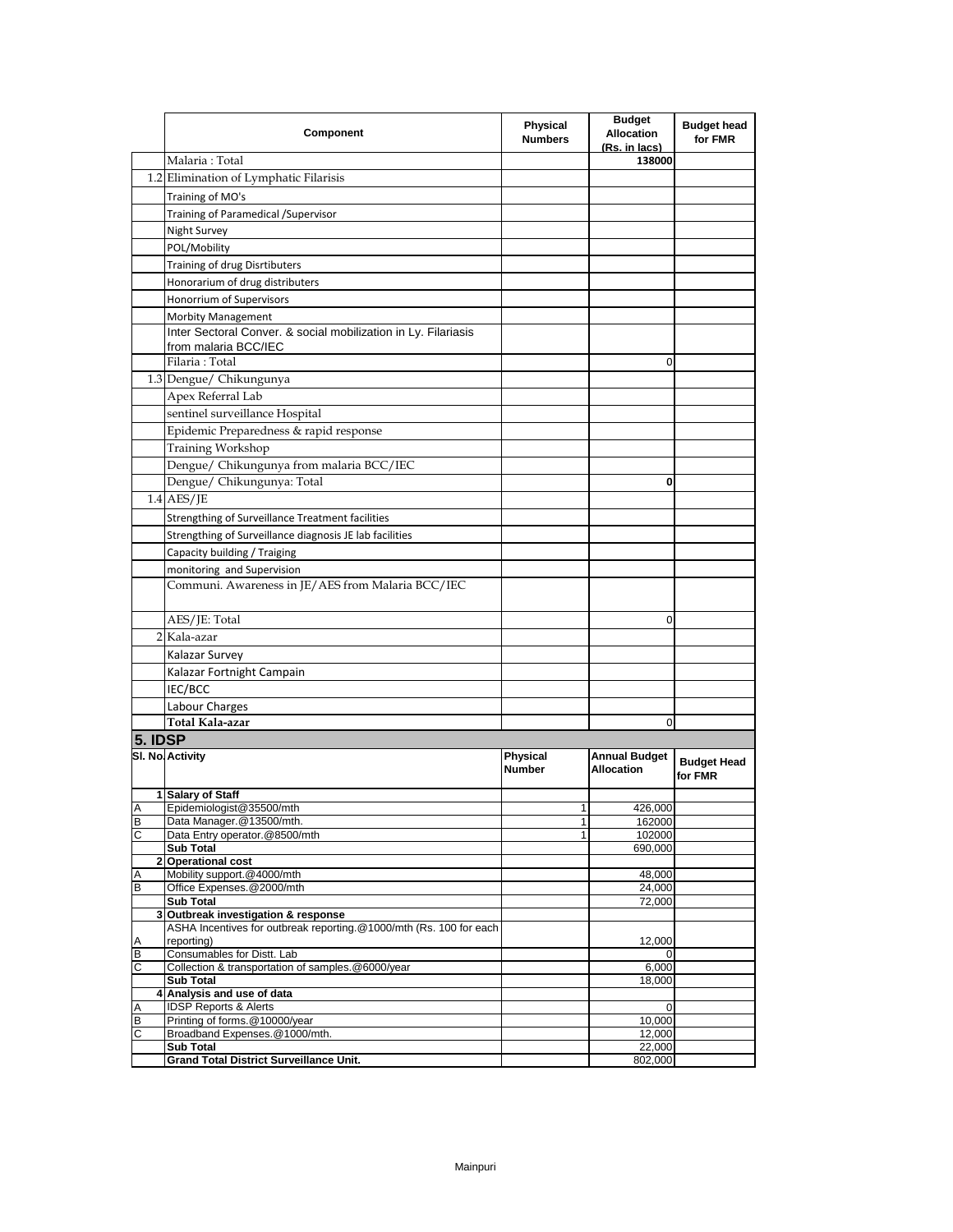| | Component | Physical Numbers | Budget Allocation (Rs. in lacs) | Budget head for FMR |
|---|---|---|---|---|
| | Malaria : Total | | 138000 | |
| 1.2 | Elimination of Lymphatic Filarisis | | | |
| | Training of MO's | | | |
| | Training of Paramedical /Supervisor | | | |
| | Night Survey | | | |
| | POL/Mobility | | | |
| | Training of drug Disrtibuters | | | |
| | Honorarium of drug distributers | | | |
| | Honorrium of Supervisors | | | |
| | Morbity Management | | | |
| | Inter Sectoral Conver. & social mobilization in Ly. Filariasis from malaria BCC/IEC | | | |
| | Filaria : Total | | 0 | |
| 1.3 | Dengue/ Chikungunya | | | |
| | Apex Referral Lab | | | |
| | sentinel surveillance Hospital | | | |
| | Epidemic Preparedness & rapid response | | | |
| | Training Workshop | | | |
| | Dengue/ Chikungunya from malaria BCC/IEC | | | |
| | Dengue/ Chikungunya: Total | | **0** | |
| 1.4 | AES/JE | | | |
| | Strengthing of Surveillance Treatment facilities | | | |
| | Strengthing of Surveillance diagnosis JE lab facilities | | | |
| | Capacity building / Traiging | | | |
| | monitoring and Supervision | | | |
| | Communi. Awareness in JE/AES from Malaria BCC/IEC | | | |
| | AES/JE: Total | | 0 | |
| 2 | Kala-azar | | | |
| | Kalazar Survey | | | |
| | Kalazar Fortnight Campain | | | |
| | IEC/BCC | | | |
| | Labour Charges | | | |
| | **Total Kala-azar** | | 0 | |

## 5. IDSP

| Sl. No. | Activity | Physical Number | Annual Budget Allocation | Budget Head for FMR |
|---|---|---|---|---|
| 1 | **Salary of Staff** | | | |
| A | Epidemiologist@35500/mth | 1 | 426,000 | |
| B | Data Manager.@13500/mth. | 1 | 162000 | |
| C | Data Entry operator.@8500/mth | 1 | 102000 | |
| | **Sub Total** | | 690,000 | |
| 2 | **Operational cost** | | | |
| A | Mobility support.@4000/mth | | 48,000 | |
| B | Office Expenses.@2000/mth | | 24,000 | |
| | **Sub Total** | | 72,000 | |
| 3 | **Outbreak investigation & response** | | | |
| A | ASHA Incentives for outbreak reporting.@1000/mth (Rs. 100 for each reporting) | | 12,000 | |
| B | Consumables for Distt. Lab | | 0 | |
| C | Collection & transportation of samples.@6000/year | | 6,000 | |
| | **Sub Total** | | 18,000 | |
| 4 | **Analysis and use of data** | | | |
| A | IDSP Reports & Alerts | | 0 | |
| B | Printing of forms.@10000/year | | 10,000 | |
| C | Broadband Expenses.@1000/mth. | | 12,000 | |
| | **Sub Total** | | 22,000 | |
| | **Grand Total District Surveillance Unit.** | | 802,000 | |